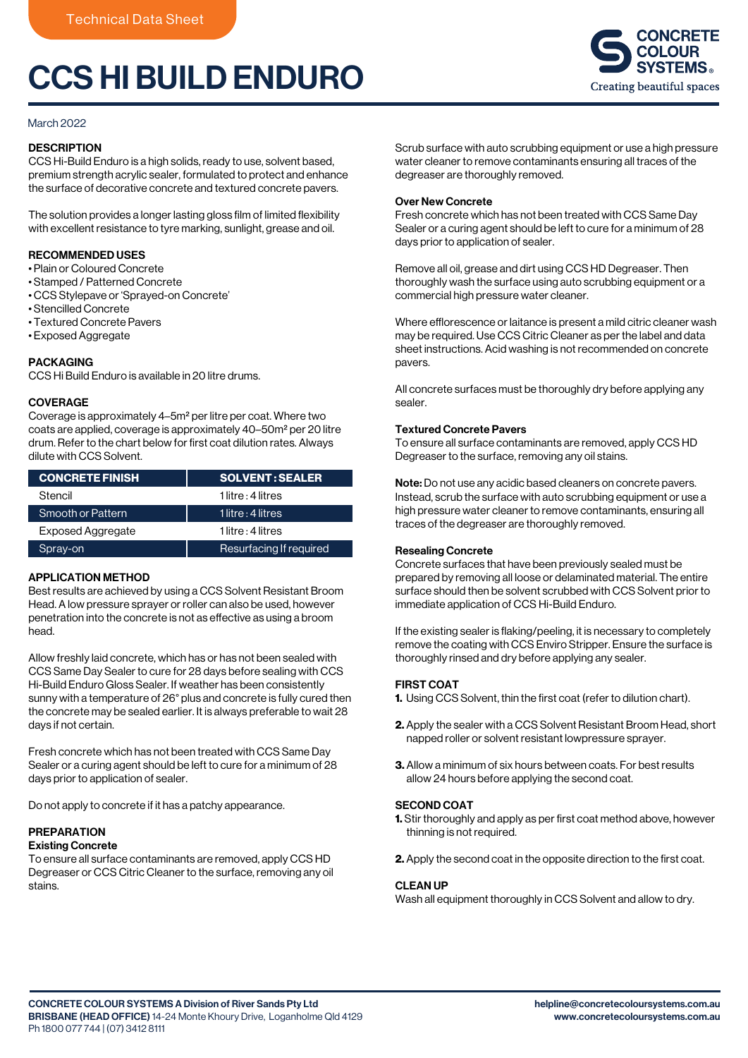Technical Data Sheet

# CCS HI BUILD ENDURO

CONCRETE COLOUR SYSTEMS®
Creating beautiful spaces

March 2022

## DESCRIPTION

CCS Hi-Build Enduro is a high solids, ready to use, solvent based, premium strength acrylic sealer, formulated to protect and enhance the surface of decorative concrete and textured concrete pavers.

The solution provides a longer lasting gloss film of limited flexibility with excellent resistance to tyre marking, sunlight, grease and oil.

## RECOMMENDED USES

- Plain or Coloured Concrete
- Stamped / Patterned Concrete
- CCS Stylepave or 'Sprayed-on Concrete'
- Stencilled Concrete
- Textured Concrete Pavers
- Exposed Aggregate

## PACKAGING

CCS Hi Build Enduro is available in 20 litre drums.

## COVERAGE

Coverage is approximately 4–5m² per litre per coat. Where two coats are applied, coverage is approximately 40–50m² per 20 litre drum. Refer to the chart below for first coat dilution rates. Always dilute with CCS Solvent.

| CONCRETE FINISH | SOLVENT : SEALER |
|---|---|
| Stencil | 1 litre : 4 litres |
| Smooth or Pattern | 1 litre : 4 litres |
| Exposed Aggregate | 1 litre : 4 litres |
| Spray-on | Resurfacing If required |

## APPLICATION METHOD

Best results are achieved by using a CCS Solvent Resistant Broom Head. A low pressure sprayer or roller can also be used, however penetration into the concrete is not as effective as using a broom head.

Allow freshly laid concrete, which has or has not been sealed with CCS Same Day Sealer to cure for 28 days before sealing with CCS Hi-Build Enduro Gloss Sealer. If weather has been consistently sunny with a temperature of 26° plus and concrete is fully cured then the concrete may be sealed earlier. It is always preferable to wait 28 days if not certain.

Fresh concrete which has not been treated with CCS Same Day Sealer or a curing agent should be left to cure for a minimum of 28 days prior to application of sealer.

Do not apply to concrete if it has a patchy appearance.

## PREPARATION

### Existing Concrete

To ensure all surface contaminants are removed, apply CCS HD Degreaser or CCS Citric Cleaner to the surface, removing any oil stains.

Scrub surface with auto scrubbing equipment or use a high pressure water cleaner to remove contaminants ensuring all traces of the degreaser are thoroughly removed.

### Over New Concrete

Fresh concrete which has not been treated with CCS Same Day Sealer or a curing agent should be left to cure for a minimum of 28 days prior to application of sealer.

Remove all oil, grease and dirt using CCS HD Degreaser. Then thoroughly wash the surface using auto scrubbing equipment or a commercial high pressure water cleaner.

Where efflorescence or laitance is present a mild citric cleaner wash may be required. Use CCS Citric Cleaner as per the label and data sheet instructions. Acid washing is not recommended on concrete pavers.

All concrete surfaces must be thoroughly dry before applying any sealer.

### Textured Concrete Pavers

To ensure all surface contaminants are removed, apply CCS HD Degreaser to the surface, removing any oil stains.

**Note:** Do not use any acidic based cleaners on concrete pavers. Instead, scrub the surface with auto scrubbing equipment or use a high pressure water cleaner to remove contaminants, ensuring all traces of the degreaser are thoroughly removed.

### Resealing Concrete

Concrete surfaces that have been previously sealed must be prepared by removing all loose or delaminated material. The entire surface should then be solvent scrubbed with CCS Solvent prior to immediate application of CCS Hi-Build Enduro.

If the existing sealer is flaking/peeling, it is necessary to completely remove the coating with CCS Enviro Stripper. Ensure the surface is thoroughly rinsed and dry before applying any sealer.

## FIRST COAT

1. Using CCS Solvent, thin the first coat (refer to dilution chart).
2. Apply the sealer with a CCS Solvent Resistant Broom Head, short napped roller or solvent resistant lowpressure sprayer.
3. Allow a minimum of six hours between coats. For best results allow 24 hours before applying the second coat.

## SECOND COAT

1. Stir thoroughly and apply as per first coat method above, however thinning is not required.
2. Apply the second coat in the opposite direction to the first coat.

## CLEAN UP

Wash all equipment thoroughly in CCS Solvent and allow to dry.

**CONCRETE COLOUR SYSTEMS A Division of River Sands Pty Ltd**
**BRISBANE (HEAD OFFICE)** 14-24 Monte Khoury Drive, Loganholme Qld 4129
Ph 1800 077 744 | (07) 3412 8111

**helpline@concretecoloursystems.com.au**
**www.concretecoloursystems.com.au**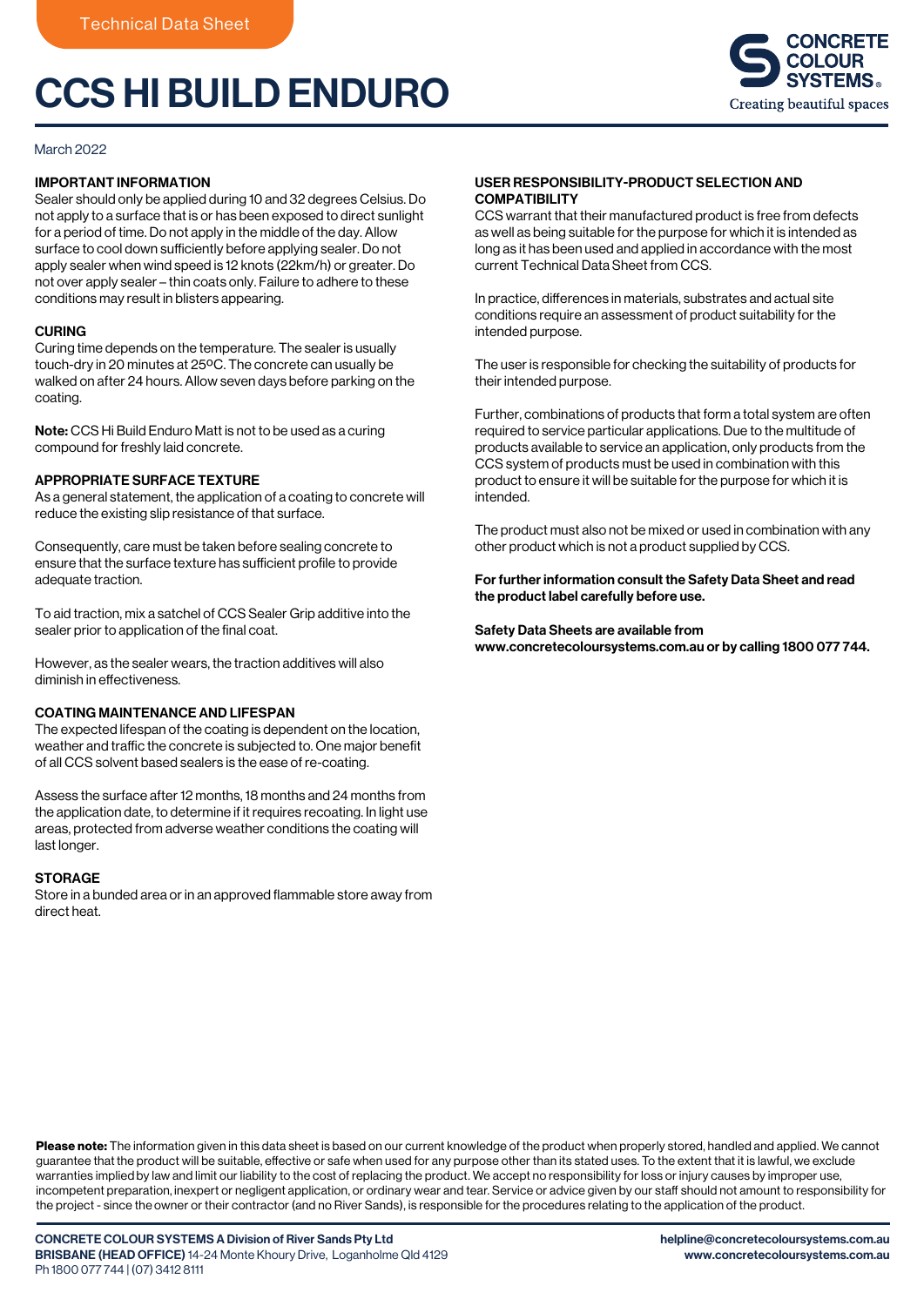Technical Data Sheet

# CCS HI BUILD ENDURO

March 2022

### IMPORTANT INFORMATION

Sealer should only be applied during 10 and 32 degrees Celsius. Do not apply to a surface that is or has been exposed to direct sunlight for a period of time. Do not apply in the middle of the day. Allow surface to cool down sufficiently before applying sealer. Do not apply sealer when wind speed is 12 knots (22km/h) or greater. Do not over apply sealer – thin coats only. Failure to adhere to these conditions may result in blisters appearing.

### CURING

Curing time depends on the temperature. The sealer is usually touch-dry in 20 minutes at 25ºC. The concrete can usually be walked on after 24 hours. Allow seven days before parking on the coating.

**Note:** CCS Hi Build Enduro Matt is not to be used as a curing compound for freshly laid concrete.

### APPROPRIATE SURFACE TEXTURE

As a general statement, the application of a coating to concrete will reduce the existing slip resistance of that surface.

Consequently, care must be taken before sealing concrete to ensure that the surface texture has sufficient profile to provide adequate traction.

To aid traction, mix a satchel of CCS Sealer Grip additive into the sealer prior to application of the final coat.

However, as the sealer wears, the traction additives will also diminish in effectiveness.

### COATING MAINTENANCE AND LIFESPAN

The expected lifespan of the coating is dependent on the location, weather and traffic the concrete is subjected to. One major benefit of all CCS solvent based sealers is the ease of re-coating.

Assess the surface after 12 months, 18 months and 24 months from the application date, to determine if it requires recoating. In light use areas, protected from adverse weather conditions the coating will last longer.

### STORAGE

Store in a bunded area or in an approved flammable store away from direct heat.

### USER RESPONSIBILITY-PRODUCT SELECTION AND COMPATIBILITY

CCS warrant that their manufactured product is free from defects as well as being suitable for the purpose for which it is intended as long as it has been used and applied in accordance with the most current Technical Data Sheet from CCS.

In practice, differences in materials, substrates and actual site conditions require an assessment of product suitability for the intended purpose.

The user is responsible for checking the suitability of products for their intended purpose.

Further, combinations of products that form a total system are often required to service particular applications. Due to the multitude of products available to service an application, only products from the CCS system of products must be used in combination with this product to ensure it will be suitable for the purpose for which it is intended.

The product must also not be mixed or used in combination with any other product which is not a product supplied by CCS.

**For further information consult the Safety Data Sheet and read the product label carefully before use.**

**Safety Data Sheets are available from www.concretecoloursystems.com.au or by calling 1800 077 744.**

**Please note:** The information given in this data sheet is based on our current knowledge of the product when properly stored, handled and applied. We cannot guarantee that the product will be suitable, effective or safe when used for any purpose other than its stated uses. To the extent that it is lawful, we exclude warranties implied by law and limit our liability to the cost of replacing the product. We accept no responsibility for loss or injury causes by improper use, incompetent preparation, inexpert or negligent application, or ordinary wear and tear. Service or advice given by our staff should not amount to responsibility for the project - since the owner or their contractor (and no River Sands), is responsible for the procedures relating to the application of the product.

**CONCRETE COLOUR SYSTEMS A Division of River Sands Pty Ltd**
**BRISBANE (HEAD OFFICE)** 14-24 Monte Khoury Drive, Loganholme Qld 4129
Ph 1800 077 744 | (07) 3412 8111

**helpline@concretecoloursystems.com.au**
**www.concretecoloursystems.com.au**